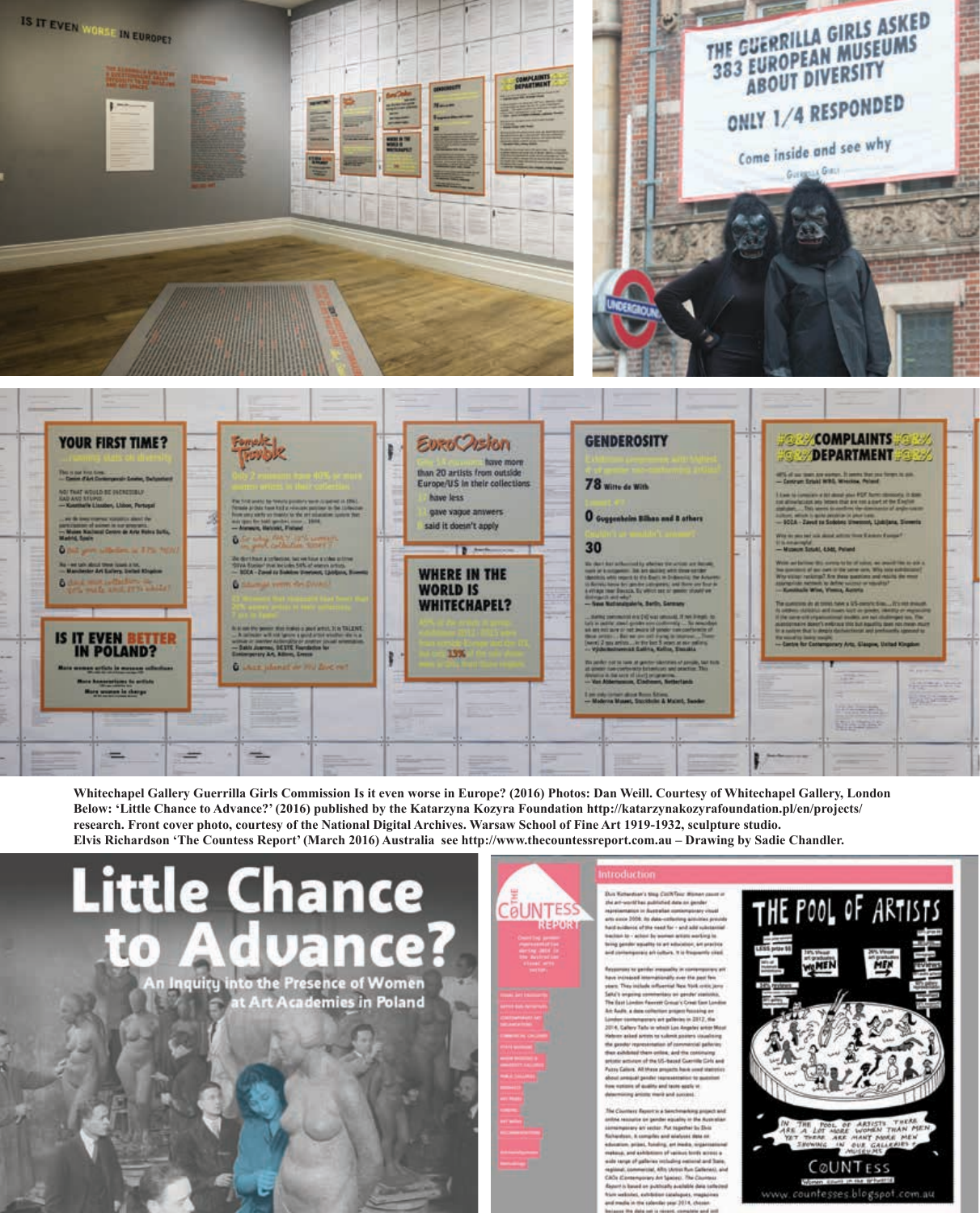Whitechapel Gallery Guerrilla Girls Commission Is it even worse in Europe? (2016) Photos: Dan Weill. Courtesy of Whitechapel Gallery, London
Below: 'Little Chance to Advance?' (2016) published by the Katarzyna Kozyra Foundation http://katarzynakozyrafoundation.pl/en/projects/research. Front cover photo, courtesy of the National Digital Archives. Warsaw School of Fine Art 1919-1932, sculpture studio.
Elvis Richardson 'The Countess Report' (March 2016) Australia see http://www.thecountessreport.com.au – Drawing by Sadie Chandler.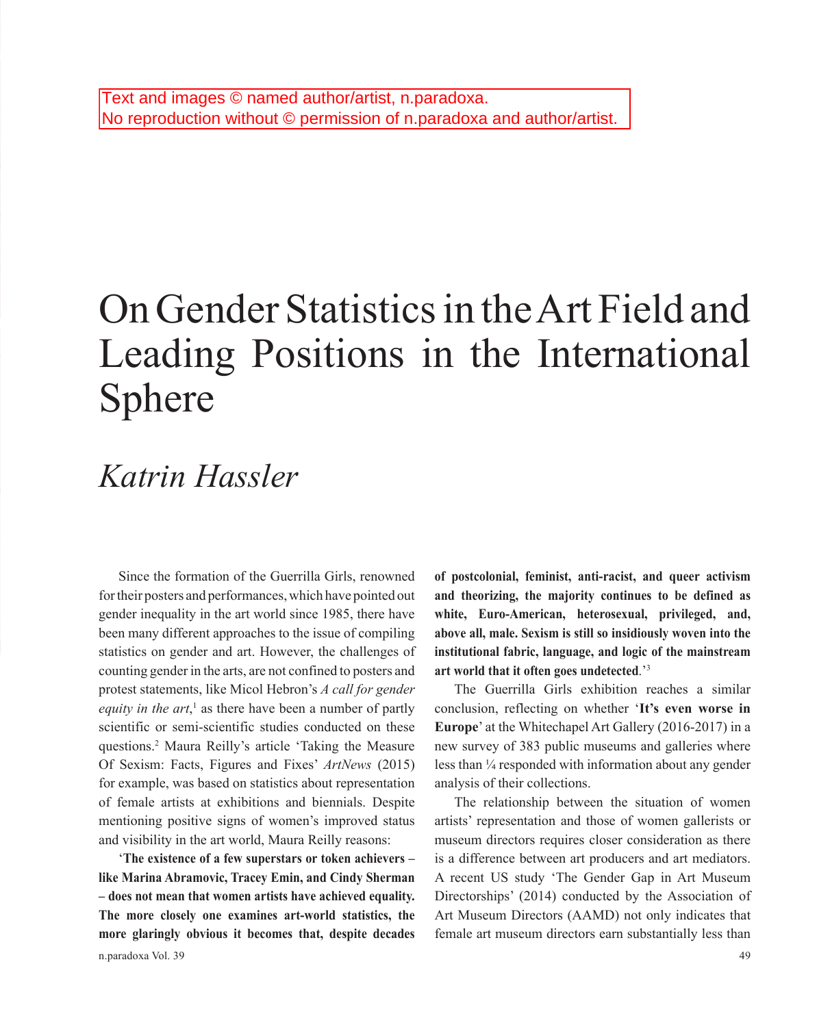Text and images © named author/artist, n.paradoxa.
No reproduction without © permission of n.paradoxa and author/artist.

# On Gender Statistics in the Art Field and Leading Positions in the International Sphere

## *Katrin Hassler*

Since the formation of the Guerrilla Girls, renowned for their posters and performances, which have pointed out gender inequality in the art world since 1985, there have been many different approaches to the issue of compiling statistics on gender and art. However, the challenges of counting gender in the arts, are not confined to posters and protest statements, like Micol Hebron's *A call for gender equity in the art*,[1] as there have been a number of partly scientific or semi-scientific studies conducted on these questions.[2] Maura Reilly's article 'Taking the Measure Of Sexism: Facts, Figures and Fixes' *ArtNews* (2015) for example, was based on statistics about representation of female artists at exhibitions and biennials. Despite mentioning positive signs of women's improved status and visibility in the art world, Maura Reilly reasons:

'**The existence of a few superstars or token achievers – like Marina Abramovic, Tracey Emin, and Cindy Sherman – does not mean that women artists have achieved equality. The more closely one examines art-world statistics, the more glaringly obvious it becomes that, despite decades of postcolonial, feminist, anti-racist, and queer activism and theorizing, the majority continues to be defined as white, Euro-American, heterosexual, privileged, and, above all, male. Sexism is still so insidiously woven into the institutional fabric, language, and logic of the mainstream art world that it often goes undetected**.'[3]

The Guerrilla Girls exhibition reaches a similar conclusion, reflecting on whether '**It's even worse in Europe**' at the Whitechapel Art Gallery (2016-2017) in a new survey of 383 public museums and galleries where less than ¼ responded with information about any gender analysis of their collections.

The relationship between the situation of women artists' representation and those of women gallerists or museum directors requires closer consideration as there is a difference between art producers and art mediators. A recent US study 'The Gender Gap in Art Museum Directorships' (2014) conducted by the Association of Art Museum Directors (AAMD) not only indicates that female art museum directors earn substantially less than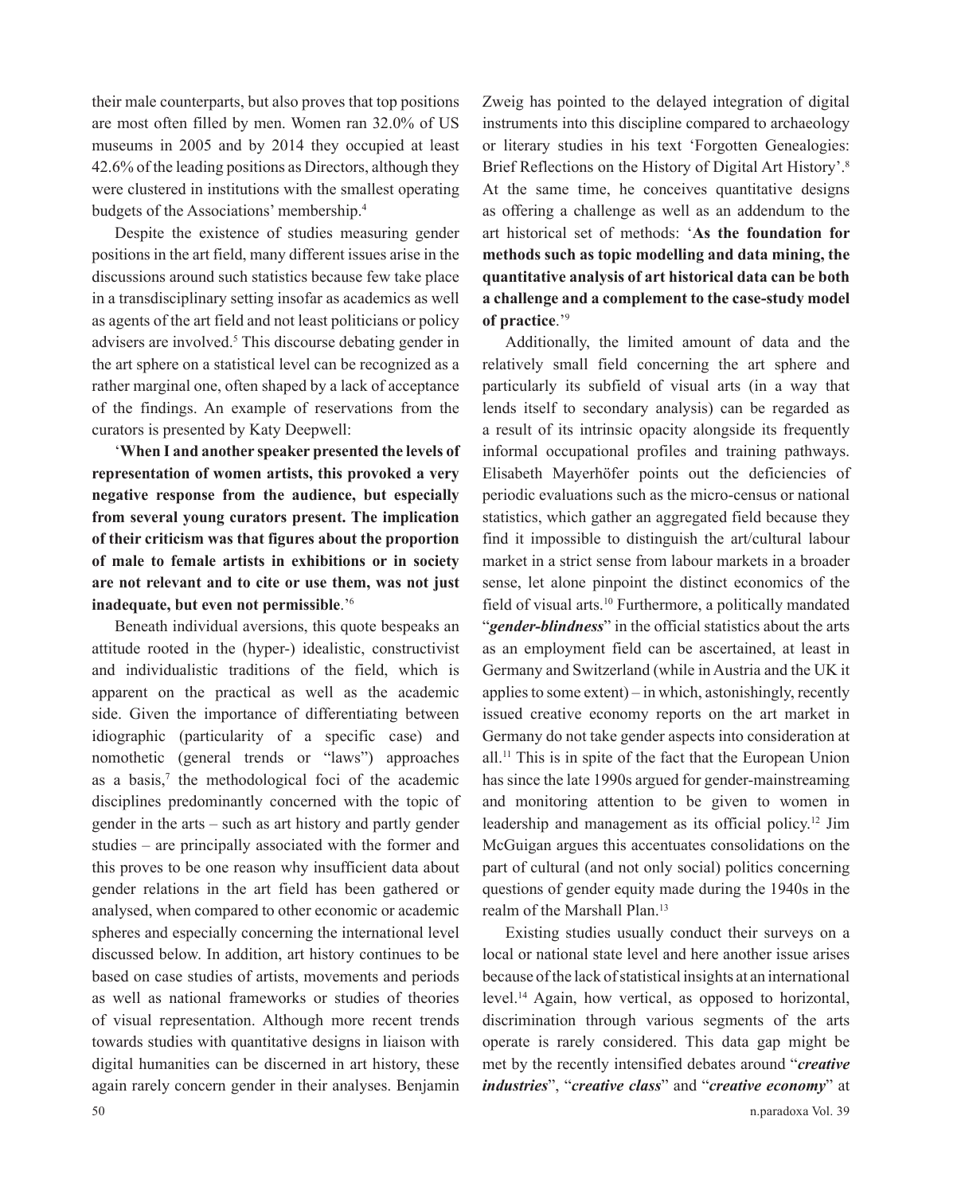their male counterparts, but also proves that top positions are most often filled by men. Women ran 32.0% of US museums in 2005 and by 2014 they occupied at least 42.6% of the leading positions as Directors, although they were clustered in institutions with the smallest operating budgets of the Associations' membership.[4]

Despite the existence of studies measuring gender positions in the art field, many different issues arise in the discussions around such statistics because few take place in a transdisciplinary setting insofar as academics as well as agents of the art field and not least politicians or policy advisers are involved.[5] This discourse debating gender in the art sphere on a statistical level can be recognized as a rather marginal one, often shaped by a lack of acceptance of the findings. An example of reservations from the curators is presented by Katy Deepwell:

'**When I and another speaker presented the levels of representation of women artists, this provoked a very negative response from the audience, but especially from several young curators present. The implication of their criticism was that figures about the proportion of male to female artists in exhibitions or in society are not relevant and to cite or use them, was not just inadequate, but even not permissible**.'[6]

Beneath individual aversions, this quote bespeaks an attitude rooted in the (hyper-) idealistic, constructivist and individualistic traditions of the field, which is apparent on the practical as well as the academic side. Given the importance of differentiating between idiographic (particularity of a specific case) and nomothetic (general trends or "laws") approaches as a basis,[7] the methodological foci of the academic disciplines predominantly concerned with the topic of gender in the arts – such as art history and partly gender studies – are principally associated with the former and this proves to be one reason why insufficient data about gender relations in the art field has been gathered or analysed, when compared to other economic or academic spheres and especially concerning the international level discussed below. In addition, art history continues to be based on case studies of artists, movements and periods as well as national frameworks or studies of theories of visual representation. Although more recent trends towards studies with quantitative designs in liaison with digital humanities can be discerned in art history, these again rarely concern gender in their analyses. Benjamin Zweig has pointed to the delayed integration of digital instruments into this discipline compared to archaeology or literary studies in his text 'Forgotten Genealogies: Brief Reflections on the History of Digital Art History'.[8] At the same time, he conceives quantitative designs as offering a challenge as well as an addendum to the art historical set of methods: '**As the foundation for methods such as topic modelling and data mining, the quantitative analysis of art historical data can be both a challenge and a complement to the case-study model of practice**.'[9]

Additionally, the limited amount of data and the relatively small field concerning the art sphere and particularly its subfield of visual arts (in a way that lends itself to secondary analysis) can be regarded as a result of its intrinsic opacity alongside its frequently informal occupational profiles and training pathways. Elisabeth Mayerhöfer points out the deficiencies of periodic evaluations such as the micro-census or national statistics, which gather an aggregated field because they find it impossible to distinguish the art/cultural labour market in a strict sense from labour markets in a broader sense, let alone pinpoint the distinct economics of the field of visual arts.[10] Furthermore, a politically mandated "***gender-blindness***" in the official statistics about the arts as an employment field can be ascertained, at least in Germany and Switzerland (while in Austria and the UK it applies to some extent) – in which, astonishingly, recently issued creative economy reports on the art market in Germany do not take gender aspects into consideration at all.[11] This is in spite of the fact that the European Union has since the late 1990s argued for gender-mainstreaming and monitoring attention to be given to women in leadership and management as its official policy.[12] Jim McGuigan argues this accentuates consolidations on the part of cultural (and not only social) politics concerning questions of gender equity made during the 1940s in the realm of the Marshall Plan.[13]

Existing studies usually conduct their surveys on a local or national state level and here another issue arises because of the lack of statistical insights at an international level.[14] Again, how vertical, as opposed to horizontal, discrimination through various segments of the arts operate is rarely considered. This data gap might be met by the recently intensified debates around "***creative industries***", "***creative class***" and "***creative economy***" at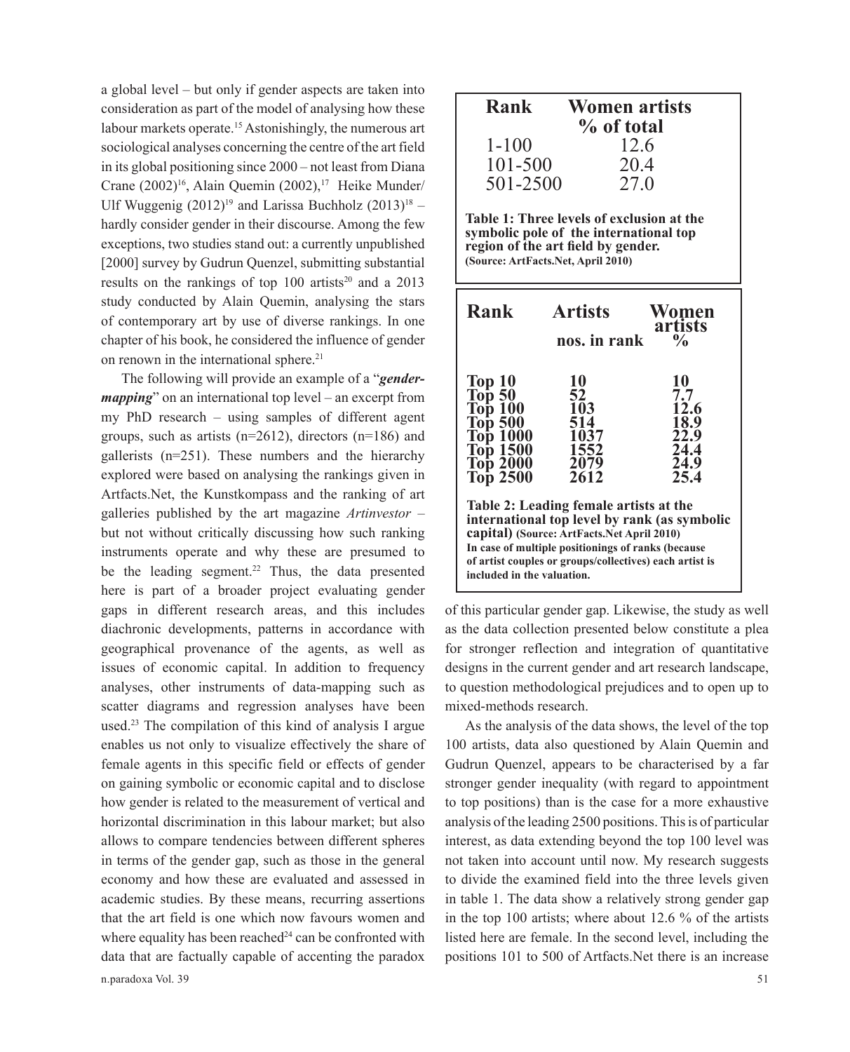a global level – but only if gender aspects are taken into consideration as part of the model of analysing how these labour markets operate.[15] Astonishingly, the numerous art sociological analyses concerning the centre of the art field in its global positioning since 2000 – not least from Diana Crane (2002)[16], Alain Quemin (2002),[17] Heike Munder/ Ulf Wuggenig (2012)[19] and Larissa Buchholz (2013)[18] – hardly consider gender in their discourse. Among the few exceptions, two studies stand out: a currently unpublished [2000] survey by Gudrun Quenzel, submitting substantial results on the rankings of top 100 artists[20] and a 2013 study conducted by Alain Quemin, analysing the stars of contemporary art by use of diverse rankings. In one chapter of his book, he considered the influence of gender on renown in the international sphere.[21]

The following will provide an example of a "***gender-mapping***" on an international top level – an excerpt from my PhD research – using samples of different agent groups, such as artists (n=2612), directors (n=186) and gallerists (n=251). These numbers and the hierarchy explored were based on analysing the rankings given in Artfacts.Net, the Kunstkompass and the ranking of art galleries published by the art magazine *Artinvestor* – but not without critically discussing how such ranking instruments operate and why these are presumed to be the leading segment.[22] Thus, the data presented here is part of a broader project evaluating gender gaps in different research areas, and this includes diachronic developments, patterns in accordance with geographical provenance of the agents, as well as issues of economic capital. In addition to frequency analyses, other instruments of data-mapping such as scatter diagrams and regression analyses have been used.[23] The compilation of this kind of analysis I argue enables us not only to visualize effectively the share of female agents in this specific field or effects of gender on gaining symbolic or economic capital and to disclose how gender is related to the measurement of vertical and horizontal discrimination in this labour market; but also allows to compare tendencies between different spheres in terms of the gender gap, such as those in the general economy and how these are evaluated and assessed in academic studies. By these means, recurring assertions that the art field is one which now favours women and where equality has been reached[24] can be confronted with data that are factually capable of accenting the paradox of this particular gender gap. Likewise, the study as well as the data collection presented below constitute a plea for stronger reflection and integration of quantitative designs in the current gender and art research landscape, to question methodological prejudices and to open up to mixed-methods research.

| Rank | Women artists % of total |
|---|---|
| 1-100 | 12.6 |
| 101-500 | 20.4 |
| 501-2500 | 27.0 |

**Table 1: Three levels of exclusion at the symbolic pole of the international top region of the art field by gender. (Source: ArtFacts.Net, April 2010)**

| Rank | Artists nos. in rank | Women artists % |
|---|---|---|
| Top 10 | 10 | 10 |
| Top 50 | 52 | 7.7 |
| Top 100 | 103 | 12.6 |
| Top 500 | 514 | 18.9 |
| Top 1000 | 1037 | 22.9 |
| Top 1500 | 1552 | 24.4 |
| Top 2000 | 2079 | 24.9 |
| Top 2500 | 2612 | 25.4 |

**Table 2: Leading female artists at the international top level by rank (as symbolic capital) (Source: ArtFacts.Net April 2010) In case of multiple positionings of ranks (because of artist couples or groups/collectives) each artist is included in the valuation.**

As the analysis of the data shows, the level of the top 100 artists, data also questioned by Alain Quemin and Gudrun Quenzel, appears to be characterised by a far stronger gender inequality (with regard to appointment to top positions) than is the case for a more exhaustive analysis of the leading 2500 positions. This is of particular interest, as data extending beyond the top 100 level was not taken into account until now. My research suggests to divide the examined field into the three levels given in table 1. The data show a relatively strong gender gap in the top 100 artists; where about 12.6 % of the artists listed here are female. In the second level, including the positions 101 to 500 of Artfacts.Net there is an increase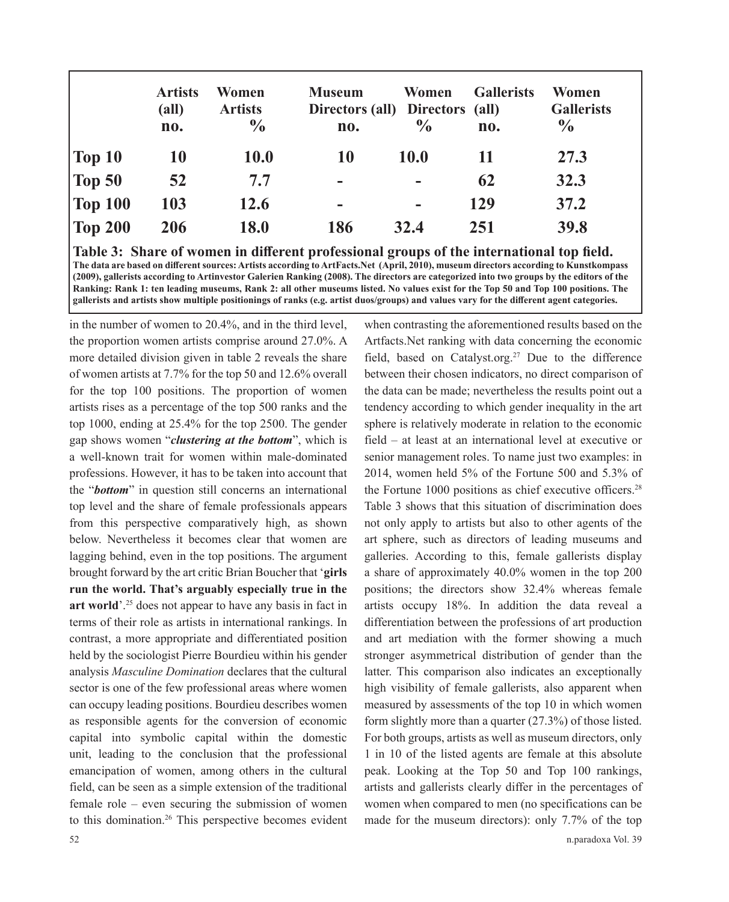| | Artists (all) no. | Women Artists % | Museum Directors (all) no. | Women Directors % | Gallerists (all) no. | Women Gallerists % |
|---|---|---|---|---|---|---|
| Top 10 | 10 | 10.0 | 10 | 10.0 | 11 | 27.3 |
| Top 50 | 52 | 7.7 | - | - | 62 | 32.3 |
| Top 100 | 103 | 12.6 | - | - | 129 | 37.2 |
| Top 200 | 206 | 18.0 | 186 | 32.4 | 251 | 39.8 |

**Table 3: Share of women in different professional groups of the international top field.**
**The data are based on different sources: Artists according to ArtFacts.Net (April, 2010), museum directors according to Kunstkompass (2009), gallerists according to Artinvestor Galerien Ranking (2008). The directors are categorized into two groups by the editors of the Ranking: Rank 1: ten leading museums, Rank 2: all other museums listed. No values exist for the Top 50 and Top 100 positions. The gallerists and artists show multiple positionings of ranks (e.g. artist duos/groups) and values vary for the different agent categories.**

in the number of women to 20.4%, and in the third level, the proportion women artists comprise around 27.0%. A more detailed division given in table 2 reveals the share of women artists at 7.7% for the top 50 and 12.6% overall for the top 100 positions. The proportion of women artists rises as a percentage of the top 500 ranks and the top 1000, ending at 25.4% for the top 2500. The gender gap shows women "***clustering at the bottom***", which is a well-known trait for women within male-dominated professions. However, it has to be taken into account that the "***bottom***" in question still concerns an international top level and the share of female professionals appears from this perspective comparatively high, as shown below. Nevertheless it becomes clear that women are lagging behind, even in the top positions. The argument brought forward by the art critic Brian Boucher that '**girls run the world. That's arguably especially true in the art world**'.[25] does not appear to have any basis in fact in terms of their role as artists in international rankings. In contrast, a more appropriate and differentiated position held by the sociologist Pierre Bourdieu within his gender analysis *Masculine Domination* declares that the cultural sector is one of the few professional areas where women can occupy leading positions. Bourdieu describes women as responsible agents for the conversion of economic capital into symbolic capital within the domestic unit, leading to the conclusion that the professional emancipation of women, among others in the cultural field, can be seen as a simple extension of the traditional female role – even securing the submission of women to this domination.[26] This perspective becomes evident when contrasting the aforementioned results based on the Artfacts.Net ranking with data concerning the economic field, based on Catalyst.org.[27] Due to the difference between their chosen indicators, no direct comparison of the data can be made; nevertheless the results point out a tendency according to which gender inequality in the art sphere is relatively moderate in relation to the economic field – at least at an international level at executive or senior management roles. To name just two examples: in 2014, women held 5% of the Fortune 500 and 5.3% of the Fortune 1000 positions as chief executive officers.[28] Table 3 shows that this situation of discrimination does not only apply to artists but also to other agents of the art sphere, such as directors of leading museums and galleries. According to this, female gallerists display a share of approximately 40.0% women in the top 200 positions; the directors show 32.4% whereas female artists occupy 18%. In addition the data reveal a differentiation between the professions of art production and art mediation with the former showing a much stronger asymmetrical distribution of gender than the latter. This comparison also indicates an exceptionally high visibility of female gallerists, also apparent when measured by assessments of the top 10 in which women form slightly more than a quarter (27.3%) of those listed. For both groups, artists as well as museum directors, only 1 in 10 of the listed agents are female at this absolute peak. Looking at the Top 50 and Top 100 rankings, artists and gallerists clearly differ in the percentages of women when compared to men (no specifications can be made for the museum directors): only 7.7% of the top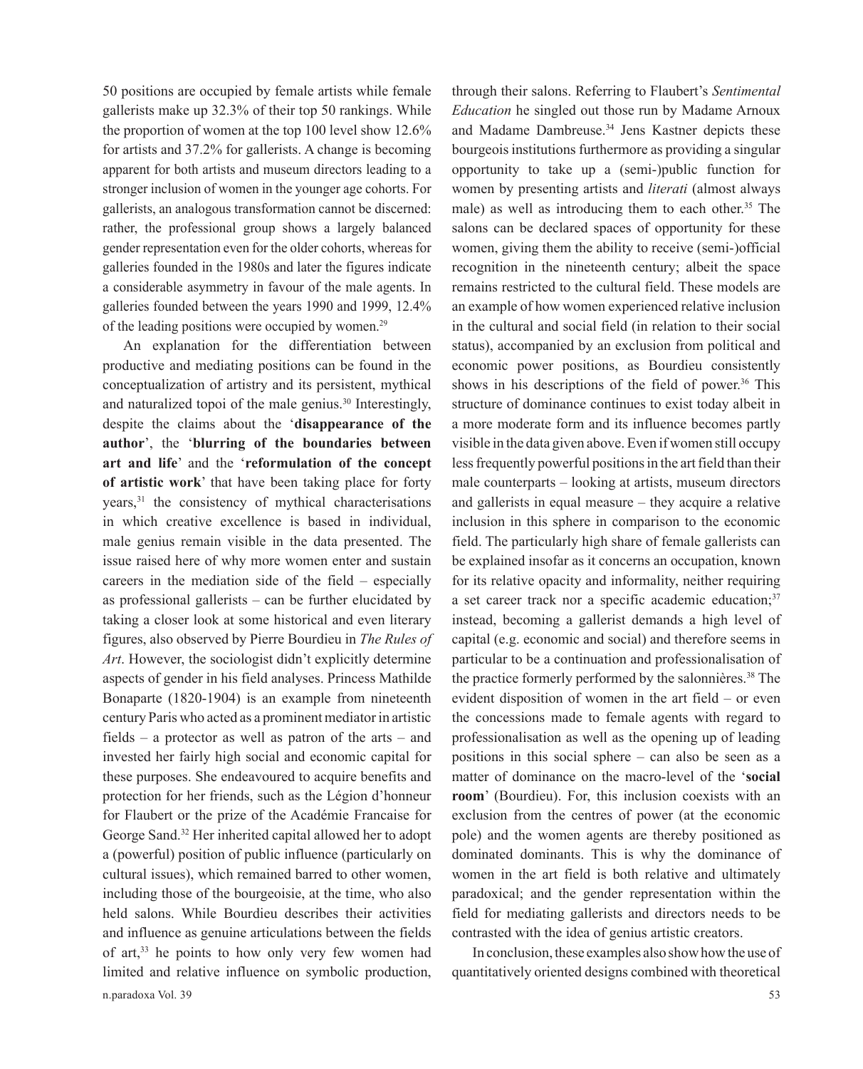50 positions are occupied by female artists while female gallerists make up 32.3% of their top 50 rankings. While the proportion of women at the top 100 level show 12.6% for artists and 37.2% for gallerists. A change is becoming apparent for both artists and museum directors leading to a stronger inclusion of women in the younger age cohorts. For gallerists, an analogous transformation cannot be discerned: rather, the professional group shows a largely balanced gender representation even for the older cohorts, whereas for galleries founded in the 1980s and later the figures indicate a considerable asymmetry in favour of the male agents. In galleries founded between the years 1990 and 1999, 12.4% of the leading positions were occupied by women.[29]

An explanation for the differentiation between productive and mediating positions can be found in the conceptualization of artistry and its persistent, mythical and naturalized topoi of the male genius.[30] Interestingly, despite the claims about the '**disappearance of the author**', the '**blurring of the boundaries between art and life**' and the '**reformulation of the concept of artistic work**' that have been taking place for forty years,[31] the consistency of mythical characterisations in which creative excellence is based in individual, male genius remain visible in the data presented. The issue raised here of why more women enter and sustain careers in the mediation side of the field – especially as professional gallerists – can be further elucidated by taking a closer look at some historical and even literary figures, also observed by Pierre Bourdieu in *The Rules of Art*. However, the sociologist didn't explicitly determine aspects of gender in his field analyses. Princess Mathilde Bonaparte (1820-1904) is an example from nineteenth century Paris who acted as a prominent mediator in artistic fields – a protector as well as patron of the arts – and invested her fairly high social and economic capital for these purposes. She endeavoured to acquire benefits and protection for her friends, such as the Légion d'honneur for Flaubert or the prize of the Académie Francaise for George Sand.[32] Her inherited capital allowed her to adopt a (powerful) position of public influence (particularly on cultural issues), which remained barred to other women, including those of the bourgeoisie, at the time, who also held salons. While Bourdieu describes their activities and influence as genuine articulations between the fields of art,[33] he points to how only very few women had limited and relative influence on symbolic production, through their salons. Referring to Flaubert's *Sentimental Education* he singled out those run by Madame Arnoux and Madame Dambreuse.[34] Jens Kastner depicts these bourgeois institutions furthermore as providing a singular opportunity to take up a (semi-)public function for women by presenting artists and *literati* (almost always male) as well as introducing them to each other.[35] The salons can be declared spaces of opportunity for these women, giving them the ability to receive (semi-)official recognition in the nineteenth century; albeit the space remains restricted to the cultural field. These models are an example of how women experienced relative inclusion in the cultural and social field (in relation to their social status), accompanied by an exclusion from political and economic power positions, as Bourdieu consistently shows in his descriptions of the field of power.[36] This structure of dominance continues to exist today albeit in a more moderate form and its influence becomes partly visible in the data given above. Even if women still occupy less frequently powerful positions in the art field than their male counterparts – looking at artists, museum directors and gallerists in equal measure – they acquire a relative inclusion in this sphere in comparison to the economic field. The particularly high share of female gallerists can be explained insofar as it concerns an occupation, known for its relative opacity and informality, neither requiring a set career track nor a specific academic education;[37] instead, becoming a gallerist demands a high level of capital (e.g. economic and social) and therefore seems in particular to be a continuation and professionalisation of the practice formerly performed by the salonnières.[38] The evident disposition of women in the art field – or even the concessions made to female agents with regard to professionalisation as well as the opening up of leading positions in this social sphere – can also be seen as a matter of dominance on the macro-level of the '**social room**' (Bourdieu). For, this inclusion coexists with an exclusion from the centres of power (at the economic pole) and the women agents are thereby positioned as dominated dominants. This is why the dominance of women in the art field is both relative and ultimately paradoxical; and the gender representation within the field for mediating gallerists and directors needs to be contrasted with the idea of genius artistic creators.

In conclusion, these examples also show how the use of quantitatively oriented designs combined with theoretical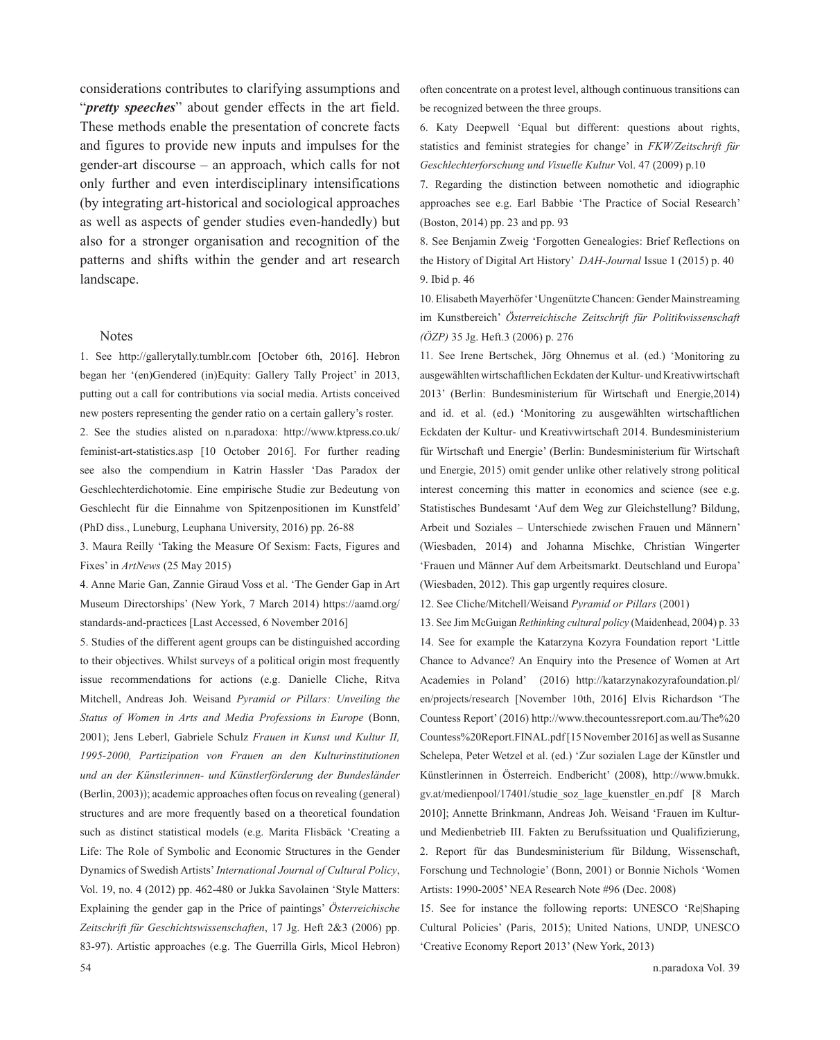considerations contributes to clarifying assumptions and "***pretty speeches***" about gender effects in the art field. These methods enable the presentation of concrete facts and figures to provide new inputs and impulses for the gender-art discourse – an approach, which calls for not only further and even interdisciplinary intensifications (by integrating art-historical and sociological approaches as well as aspects of gender studies even-handedly) but also for a stronger organisation and recognition of the patterns and shifts within the gender and art research landscape.

## Notes

1. See http://gallerytally.tumblr.com [October 6th, 2016]. Hebron began her '(en)Gendered (in)Equity: Gallery Tally Project' in 2013, putting out a call for contributions via social media. Artists conceived new posters representing the gender ratio on a certain gallery's roster.

2. See the studies alisted on n.paradoxa: http://www.ktpress.co.uk/feminist-art-statistics.asp [10 October 2016]. For further reading see also the compendium in Katrin Hassler 'Das Paradox der Geschlechterdichotomie. Eine empirische Studie zur Bedeutung von Geschlecht für die Einnahme von Spitzenpositionen im Kunstfeld' (PhD diss., Luneburg, Leuphana University, 2016) pp. 26-88

3. Maura Reilly 'Taking the Measure Of Sexism: Facts, Figures and Fixes' in *ArtNews* (25 May 2015)

4. Anne Marie Gan, Zannie Giraud Voss et al. 'The Gender Gap in Art Museum Directorships' (New York, 7 March 2014) https://aamd.org/standards-and-practices [Last Accessed, 6 November 2016]

5. Studies of the different agent groups can be distinguished according to their objectives. Whilst surveys of a political origin most frequently issue recommendations for actions (e.g. Danielle Cliche, Ritva Mitchell, Andreas Joh. Weisand *Pyramid or Pillars: Unveiling the Status of Women in Arts and Media Professions in Europe* (Bonn, 2001); Jens Leberl, Gabriele Schulz *Frauen in Kunst und Kultur II, 1995-2000, Partizipation von Frauen an den Kulturinstitutionen und an der Künstlerinnen- und Künstlerförderung der Bundesländer* (Berlin, 2003)); academic approaches often focus on revealing (general) structures and are more frequently based on a theoretical foundation such as distinct statistical models (e.g. Marita Flisbäck 'Creating a Life: The Role of Symbolic and Economic Structures in the Gender Dynamics of Swedish Artists' *International Journal of Cultural Policy*, Vol. 19, no. 4 (2012) pp. 462-480 or Jukka Savolainen 'Style Matters: Explaining the gender gap in the Price of paintings' *Österreichische Zeitschrift für Geschichtswissenschaften*, 17 Jg. Heft 2&3 (2006) pp. 83-97). Artistic approaches (e.g. The Guerrilla Girls, Micol Hebron) often concentrate on a protest level, although continuous transitions can be recognized between the three groups.

6. Katy Deepwell 'Equal but different: questions about rights, statistics and feminist strategies for change' in *FKW/Zeitschrift für Geschlechterforschung und Visuelle Kultur* Vol. 47 (2009) p.10

7. Regarding the distinction between nomothetic and idiographic approaches see e.g. Earl Babbie 'The Practice of Social Research' (Boston, 2014) pp. 23 and pp. 93

8. See Benjamin Zweig 'Forgotten Genealogies: Brief Reflections on the History of Digital Art History' *DAH-Journal* Issue 1 (2015) p. 40

9. Ibid p. 46

10. Elisabeth Mayerhöfer 'Ungenützte Chancen: Gender Mainstreaming im Kunstbereich' *Österreichische Zeitschrift für Politikwissenschaft (ÖZP)* 35 Jg. Heft.3 (2006) p. 276

11. See Irene Bertschek, Jörg Ohnemus et al. (ed.) 'Monitoring zu ausgewählten wirtschaftlichen Eckdaten der Kultur- und Kreativwirtschaft 2013' (Berlin: Bundesministerium für Wirtschaft und Energie,2014) and id. et al. (ed.) 'Monitoring zu ausgewählten wirtschaftlichen Eckdaten der Kultur- und Kreativwirtschaft 2014. Bundesministerium für Wirtschaft und Energie' (Berlin: Bundesministerium für Wirtschaft und Energie, 2015) omit gender unlike other relatively strong political interest concerning this matter in economics and science (see e.g. Statistisches Bundesamt 'Auf dem Weg zur Gleichstellung? Bildung, Arbeit und Soziales – Unterschiede zwischen Frauen und Männern' (Wiesbaden, 2014) and Johanna Mischke, Christian Wingerter 'Frauen und Männer Auf dem Arbeitsmarkt. Deutschland und Europa' (Wiesbaden, 2012). This gap urgently requires closure.

12. See Cliche/Mitchell/Weisand *Pyramid or Pillars* (2001)

13. See Jim McGuigan *Rethinking cultural policy* (Maidenhead, 2004) p. 33

14. See for example the Katarzyna Kozyra Foundation report 'Little Chance to Advance? An Enquiry into the Presence of Women at Art Academies in Poland' (2016) http://katarzynakozyrafoundation.pl/en/projects/research [November 10th, 2016] Elvis Richardson 'The Countess Report' (2016) http://www.thecountessreport.com.au/The%20Countess%20Report.FINAL.pdf [15 November 2016] as well as Susanne Schelepa, Peter Wetzel et al. (ed.) 'Zur sozialen Lage der Künstler und Künstlerinnen in Österreich. Endbericht' (2008), http://www.bmukk.gv.at/medienpool/17401/studie_soz_lage_kuenstler_en.pdf [8 March 2010]; Annette Brinkmann, Andreas Joh. Weisand 'Frauen im Kultur- und Medienbetrieb III. Fakten zu Berufssituation und Qualifizierung, 2. Report für das Bundesministerium für Bildung, Wissenschaft, Forschung und Technologie' (Bonn, 2001) or Bonnie Nichols 'Women Artists: 1990-2005' NEA Research Note #96 (Dec. 2008)

15. See for instance the following reports: UNESCO 'Re|Shaping Cultural Policies' (Paris, 2015); United Nations, UNDP, UNESCO 'Creative Economy Report 2013' (New York, 2013)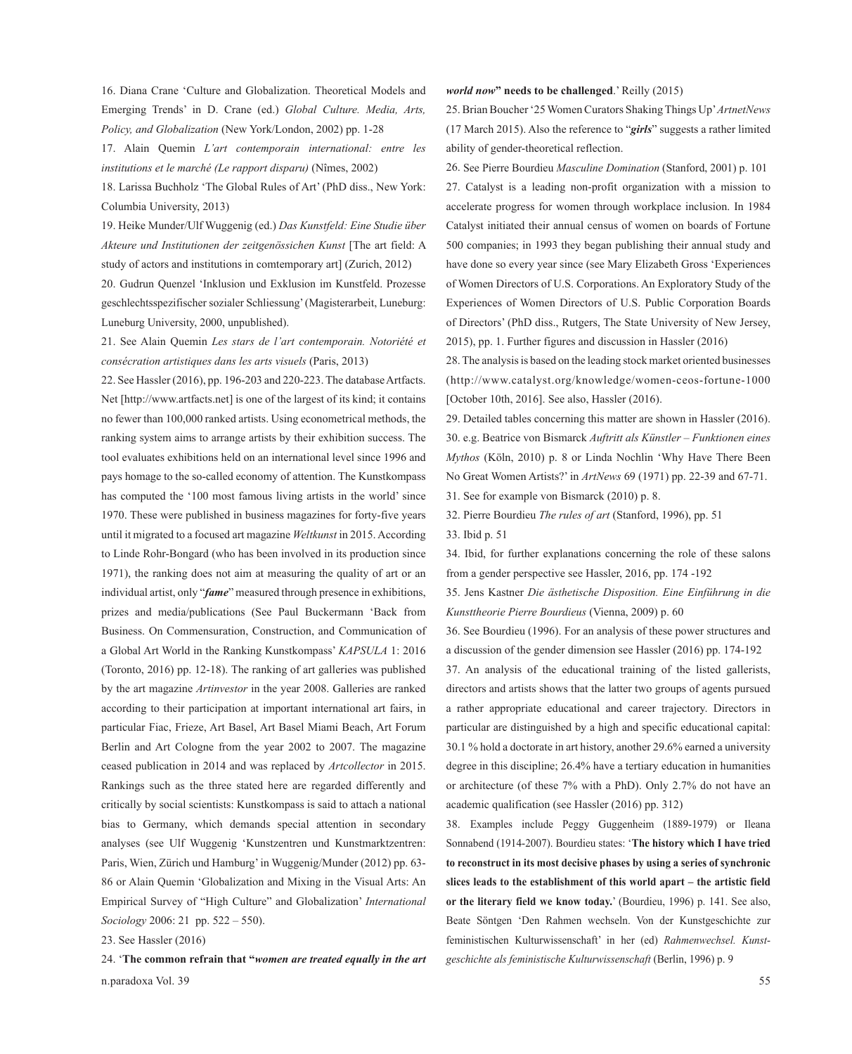16. Diana Crane 'Culture and Globalization. Theoretical Models and Emerging Trends' in D. Crane (ed.) *Global Culture. Media, Arts, Policy, and Globalization* (New York/London, 2002) pp. 1-28

17. Alain Quemin *L'art contemporain international: entre les institutions et le marché (Le rapport disparu)* (Nîmes, 2002)

18. Larissa Buchholz 'The Global Rules of Art' (PhD diss., New York: Columbia University, 2013)

19. Heike Munder/Ulf Wuggenig (ed.) *Das Kunstfeld: Eine Studie über Akteure und Institutionen der zeitgenössichen Kunst* [The art field: A study of actors and institutions in comtemporary art] (Zurich, 2012)

20. Gudrun Quenzel 'Inklusion und Exklusion im Kunstfeld. Prozesse geschlechtsspezifischer sozialer Schliessung' (Magisterarbeit, Luneburg: Luneburg University, 2000, unpublished).

21. See Alain Quemin *Les stars de l'art contemporain. Notoriété et consécration artistiques dans les arts visuels* (Paris, 2013)

22. See Hassler (2016), pp. 196-203 and 220-223. The database Artfacts. Net [http://www.artfacts.net] is one of the largest of its kind; it contains no fewer than 100,000 ranked artists. Using econometrical methods, the ranking system aims to arrange artists by their exhibition success. The tool evaluates exhibitions held on an international level since 1996 and pays homage to the so-called economy of attention. The Kunstkompass has computed the '100 most famous living artists in the world' since 1970. These were published in business magazines for forty-five years until it migrated to a focused art magazine *Weltkunst* in 2015. According to Linde Rohr-Bongard (who has been involved in its production since 1971), the ranking does not aim at measuring the quality of art or an individual artist, only "***fame***" measured through presence in exhibitions, prizes and media/publications (See Paul Buckermann 'Back from Business. On Commensuration, Construction, and Communication of a Global Art World in the Ranking Kunstkompass' *KAPSULA* 1: 2016 (Toronto, 2016) pp. 12-18). The ranking of art galleries was published by the art magazine *Artinvestor* in the year 2008. Galleries are ranked according to their participation at important international art fairs, in particular Fiac, Frieze, Art Basel, Art Basel Miami Beach, Art Forum Berlin and Art Cologne from the year 2002 to 2007. The magazine ceased publication in 2014 and was replaced by *Artcollector* in 2015. Rankings such as the three stated here are regarded differently and critically by social scientists: Kunstkompass is said to attach a national bias to Germany, which demands special attention in secondary analyses (see Ulf Wuggenig 'Kunstzentren und Kunstmarktzentren: Paris, Wien, Zürich und Hamburg' in Wuggenig/Munder (2012) pp. 63-86 or Alain Quemin 'Globalization and Mixing in the Visual Arts: An Empirical Survey of "High Culture" and Globalization' *International Sociology* 2006: 21 pp. 522 – 550).

23. See Hassler (2016)

24. '**The common refrain that "*women are treated equally in the art world now*" needs to be challenged**.' Reilly (2015)

25. Brian Boucher '25 Women Curators Shaking Things Up' *ArtnetNews* (17 March 2015). Also the reference to "***girls***" suggests a rather limited ability of gender-theoretical reflection.

26. See Pierre Bourdieu *Masculine Domination* (Stanford, 2001) p. 101

27. Catalyst is a leading non-profit organization with a mission to accelerate progress for women through workplace inclusion. In 1984 Catalyst initiated their annual census of women on boards of Fortune 500 companies; in 1993 they began publishing their annual study and have done so every year since (see Mary Elizabeth Gross 'Experiences of Women Directors of U.S. Corporations. An Exploratory Study of the Experiences of Women Directors of U.S. Public Corporation Boards of Directors' (PhD diss., Rutgers, The State University of New Jersey, 2015), pp. 1. Further figures and discussion in Hassler (2016)

28. The analysis is based on the leading stock market oriented businesses (http://www.catalyst.org/knowledge/women-ceos-fortune-1000 [October 10th, 2016]. See also, Hassler (2016).

29. Detailed tables concerning this matter are shown in Hassler (2016).

30. e.g. Beatrice von Bismarck *Auftritt als Künstler – Funktionen eines Mythos* (Köln, 2010) p. 8 or Linda Nochlin 'Why Have There Been No Great Women Artists?' in *ArtNews* 69 (1971) pp. 22-39 and 67-71.

31. See for example von Bismarck (2010) p. 8.

32. Pierre Bourdieu *The rules of art* (Stanford, 1996), pp. 51

33. Ibid p. 51

34. Ibid, for further explanations concerning the role of these salons from a gender perspective see Hassler, 2016, pp. 174 -192

35. Jens Kastner *Die ästhetische Disposition. Eine Einführung in die Kunsttheorie Pierre Bourdieus* (Vienna, 2009) p. 60

36. See Bourdieu (1996). For an analysis of these power structures and a discussion of the gender dimension see Hassler (2016) pp. 174-192

37. An analysis of the educational training of the listed gallerists, directors and artists shows that the latter two groups of agents pursued a rather appropriate educational and career trajectory. Directors in particular are distinguished by a high and specific educational capital: 30.1 % hold a doctorate in art history, another 29.6% earned a university degree in this discipline; 26.4% have a tertiary education in humanities or architecture (of these 7% with a PhD). Only 2.7% do not have an academic qualification (see Hassler (2016) pp. 312)

38. Examples include Peggy Guggenheim (1889-1979) or Ileana Sonnabend (1914-2007). Bourdieu states: '**The history which I have tried to reconstruct in its most decisive phases by using a series of synchronic slices leads to the establishment of this world apart – the artistic field or the literary field we know today.**' (Bourdieu, 1996) p. 141. See also, Beate Söntgen 'Den Rahmen wechseln. Von der Kunstgeschichte zur feministischen Kulturwissenschaft' in her (ed) *Rahmenwechsel. Kunstgeschichte als feministische Kulturwissenschaft* (Berlin, 1996) p. 9